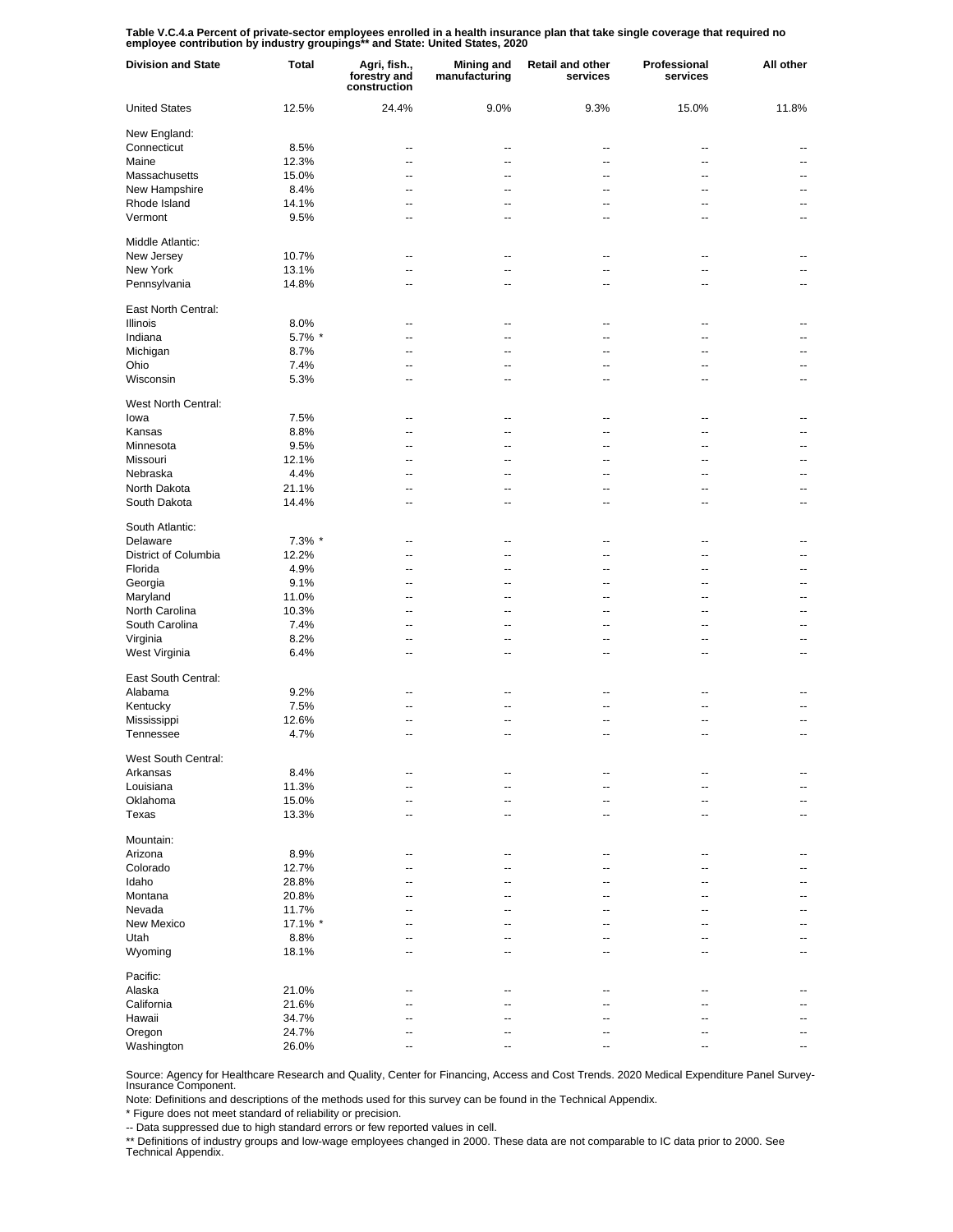**Table V.C.4.a Percent of private-sector employees enrolled in a health insurance plan that take single coverage that required no employee contribution by industry groupings** and State: United States, 2020**

| Division and State | Total | Agri, fish., forestry and construction | Mining and manufacturing | Retail and other services | Professional services | All other |
|---|---|---|---|---|---|---|
| United States | 12.5% | 24.4% | 9.0% | 9.3% | 15.0% | 11.8% |
| New England: | | | | | | |
| Connecticut | 8.5% | -- | -- | -- | -- | -- |
| Maine | 12.3% | -- | -- | -- | -- | -- |
| Massachusetts | 15.0% | -- | -- | -- | -- | -- |
| New Hampshire | 8.4% | -- | -- | -- | -- | -- |
| Rhode Island | 14.1% | -- | -- | -- | -- | -- |
| Vermont | 9.5% | -- | -- | -- | -- | -- |
| Middle Atlantic: | | | | | | |
| New Jersey | 10.7% | -- | -- | -- | -- | -- |
| New York | 13.1% | -- | -- | -- | -- | -- |
| Pennsylvania | 14.8% | -- | -- | -- | -- | -- |
| East North Central: | | | | | | |
| Illinois | 8.0% | -- | -- | -- | -- | -- |
| Indiana | 5.7% * | -- | -- | -- | -- | -- |
| Michigan | 8.7% | -- | -- | -- | -- | -- |
| Ohio | 7.4% | -- | -- | -- | -- | -- |
| Wisconsin | 5.3% | -- | -- | -- | -- | -- |
| West North Central: | | | | | | |
| Iowa | 7.5% | -- | -- | -- | -- | -- |
| Kansas | 8.8% | -- | -- | -- | -- | -- |
| Minnesota | 9.5% | -- | -- | -- | -- | -- |
| Missouri | 12.1% | -- | -- | -- | -- | -- |
| Nebraska | 4.4% | -- | -- | -- | -- | -- |
| North Dakota | 21.1% | -- | -- | -- | -- | -- |
| South Dakota | 14.4% | -- | -- | -- | -- | -- |
| South Atlantic: | | | | | | |
| Delaware | 7.3% * | -- | -- | -- | -- | -- |
| District of Columbia | 12.2% | -- | -- | -- | -- | -- |
| Florida | 4.9% | -- | -- | -- | -- | -- |
| Georgia | 9.1% | -- | -- | -- | -- | -- |
| Maryland | 11.0% | -- | -- | -- | -- | -- |
| North Carolina | 10.3% | -- | -- | -- | -- | -- |
| South Carolina | 7.4% | -- | -- | -- | -- | -- |
| Virginia | 8.2% | -- | -- | -- | -- | -- |
| West Virginia | 6.4% | -- | -- | -- | -- | -- |
| East South Central: | | | | | | |
| Alabama | 9.2% | -- | -- | -- | -- | -- |
| Kentucky | 7.5% | -- | -- | -- | -- | -- |
| Mississippi | 12.6% | -- | -- | -- | -- | -- |
| Tennessee | 4.7% | -- | -- | -- | -- | -- |
| West South Central: | | | | | | |
| Arkansas | 8.4% | -- | -- | -- | -- | -- |
| Louisiana | 11.3% | -- | -- | -- | -- | -- |
| Oklahoma | 15.0% | -- | -- | -- | -- | -- |
| Texas | 13.3% | -- | -- | -- | -- | -- |
| Mountain: | | | | | | |
| Arizona | 8.9% | -- | -- | -- | -- | -- |
| Colorado | 12.7% | -- | -- | -- | -- | -- |
| Idaho | 28.8% | -- | -- | -- | -- | -- |
| Montana | 20.8% | -- | -- | -- | -- | -- |
| Nevada | 11.7% | -- | -- | -- | -- | -- |
| New Mexico | 17.1% * | -- | -- | -- | -- | -- |
| Utah | 8.8% | -- | -- | -- | -- | -- |
| Wyoming | 18.1% | -- | -- | -- | -- | -- |
| Pacific: | | | | | | |
| Alaska | 21.0% | -- | -- | -- | -- | -- |
| California | 21.6% | -- | -- | -- | -- | -- |
| Hawaii | 34.7% | -- | -- | -- | -- | -- |
| Oregon | 24.7% | -- | -- | -- | -- | -- |
| Washington | 26.0% | -- | -- | -- | -- | -- |

Source: Agency for Healthcare Research and Quality, Center for Financing, Access and Cost Trends. 2020 Medical Expenditure Panel Survey-Insurance Component.

Note: Definitions and descriptions of the methods used for this survey can be found in the Technical Appendix.

* Figure does not meet standard of reliability or precision.

-- Data suppressed due to high standard errors or few reported values in cell.

** Definitions of industry groups and low-wage employees changed in 2000. These data are not comparable to IC data prior to 2000. See Technical Appendix.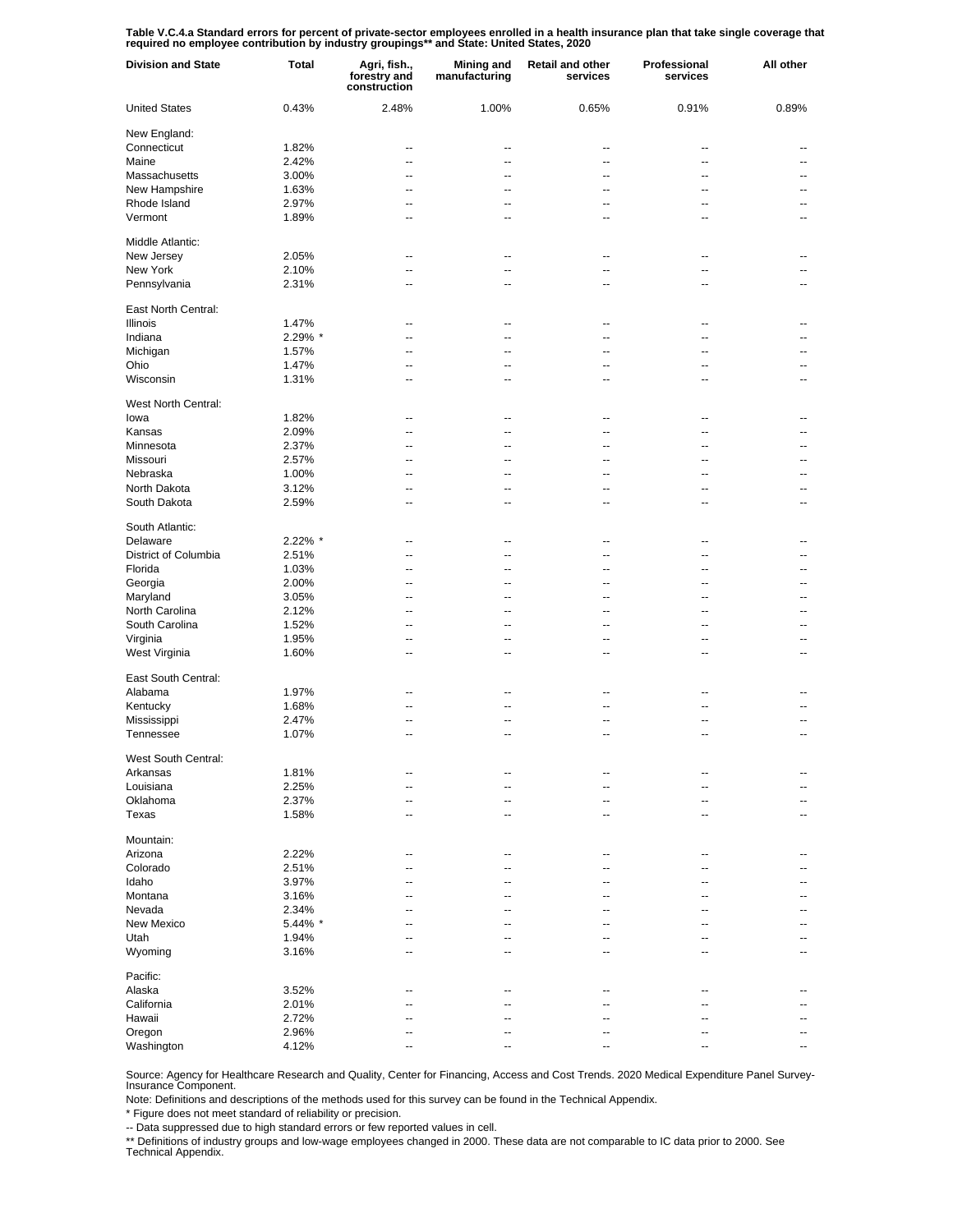**Table V.C.4.a Standard errors for percent of private-sector employees enrolled in a health insurance plan that take single coverage that required no employee contribution by industry groupings** and State: United States, 2020**

| Division and State | Total | Agri, fish., forestry and construction | Mining and manufacturing | Retail and other services | Professional services | All other |
|---|---|---|---|---|---|---|
| United States | 0.43% | 2.48% | 1.00% | 0.65% | 0.91% | 0.89% |
| New England: | | | | | | |
| Connecticut | 1.82% | -- | -- | -- | -- | -- |
| Maine | 2.42% | -- | -- | -- | -- | -- |
| Massachusetts | 3.00% | -- | -- | -- | -- | -- |
| New Hampshire | 1.63% | -- | -- | -- | -- | -- |
| Rhode Island | 2.97% | -- | -- | -- | -- | -- |
| Vermont | 1.89% | -- | -- | -- | -- | -- |
| Middle Atlantic: | | | | | | |
| New Jersey | 2.05% | -- | -- | -- | -- | -- |
| New York | 2.10% | -- | -- | -- | -- | -- |
| Pennsylvania | 2.31% | -- | -- | -- | -- | -- |
| East North Central: | | | | | | |
| Illinois | 1.47% | -- | -- | -- | -- | -- |
| Indiana | 2.29% * | -- | -- | -- | -- | -- |
| Michigan | 1.57% | -- | -- | -- | -- | -- |
| Ohio | 1.47% | -- | -- | -- | -- | -- |
| Wisconsin | 1.31% | -- | -- | -- | -- | -- |
| West North Central: | | | | | | |
| Iowa | 1.82% | -- | -- | -- | -- | -- |
| Kansas | 2.09% | -- | -- | -- | -- | -- |
| Minnesota | 2.37% | -- | -- | -- | -- | -- |
| Missouri | 2.57% | -- | -- | -- | -- | -- |
| Nebraska | 1.00% | -- | -- | -- | -- | -- |
| North Dakota | 3.12% | -- | -- | -- | -- | -- |
| South Dakota | 2.59% | -- | -- | -- | -- | -- |
| South Atlantic: | | | | | | |
| Delaware | 2.22% * | -- | -- | -- | -- | -- |
| District of Columbia | 2.51% | -- | -- | -- | -- | -- |
| Florida | 1.03% | -- | -- | -- | -- | -- |
| Georgia | 2.00% | -- | -- | -- | -- | -- |
| Maryland | 3.05% | -- | -- | -- | -- | -- |
| North Carolina | 2.12% | -- | -- | -- | -- | -- |
| South Carolina | 1.52% | -- | -- | -- | -- | -- |
| Virginia | 1.95% | -- | -- | -- | -- | -- |
| West Virginia | 1.60% | -- | -- | -- | -- | -- |
| East South Central: | | | | | | |
| Alabama | 1.97% | -- | -- | -- | -- | -- |
| Kentucky | 1.68% | -- | -- | -- | -- | -- |
| Mississippi | 2.47% | -- | -- | -- | -- | -- |
| Tennessee | 1.07% | -- | -- | -- | -- | -- |
| West South Central: | | | | | | |
| Arkansas | 1.81% | -- | -- | -- | -- | -- |
| Louisiana | 2.25% | -- | -- | -- | -- | -- |
| Oklahoma | 2.37% | -- | -- | -- | -- | -- |
| Texas | 1.58% | -- | -- | -- | -- | -- |
| Mountain: | | | | | | |
| Arizona | 2.22% | -- | -- | -- | -- | -- |
| Colorado | 2.51% | -- | -- | -- | -- | -- |
| Idaho | 3.97% | -- | -- | -- | -- | -- |
| Montana | 3.16% | -- | -- | -- | -- | -- |
| Nevada | 2.34% | -- | -- | -- | -- | -- |
| New Mexico | 5.44% * | -- | -- | -- | -- | -- |
| Utah | 1.94% | -- | -- | -- | -- | -- |
| Wyoming | 3.16% | -- | -- | -- | -- | -- |
| Pacific: | | | | | | |
| Alaska | 3.52% | -- | -- | -- | -- | -- |
| California | 2.01% | -- | -- | -- | -- | -- |
| Hawaii | 2.72% | -- | -- | -- | -- | -- |
| Oregon | 2.96% | -- | -- | -- | -- | -- |
| Washington | 4.12% | -- | -- | -- | -- | -- |

Source: Agency for Healthcare Research and Quality, Center for Financing, Access and Cost Trends. 2020 Medical Expenditure Panel Survey-Insurance Component.

Note: Definitions and descriptions of the methods used for this survey can be found in the Technical Appendix.

* Figure does not meet standard of reliability or precision.

-- Data suppressed due to high standard errors or few reported values in cell.

** Definitions of industry groups and low-wage employees changed in 2000. These data are not comparable to IC data prior to 2000. See Technical Appendix.